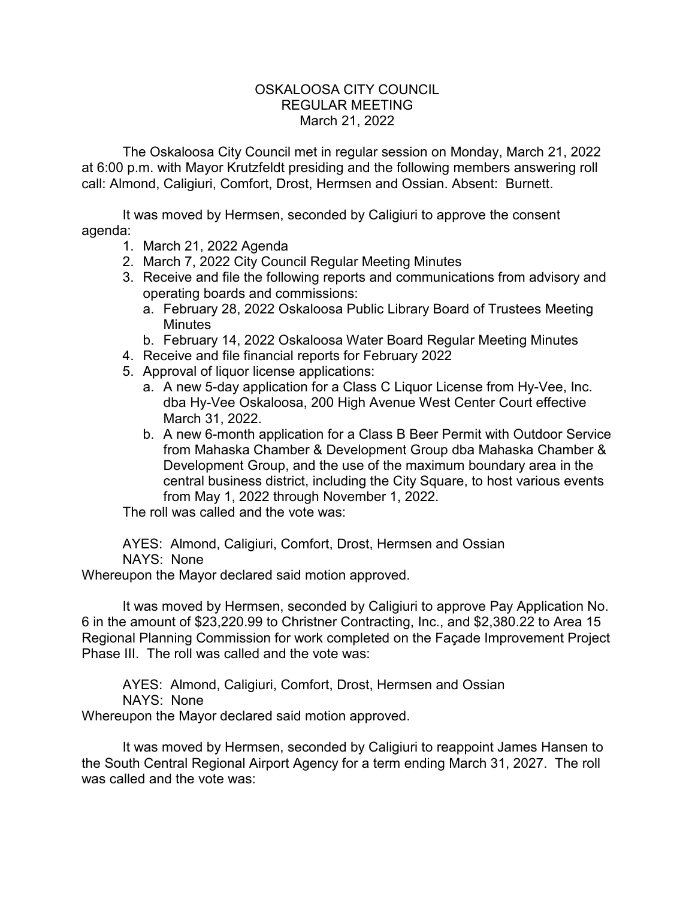# OSKALOOSA CITY COUNCIL
## REGULAR MEETING
## March 21, 2022

The Oskaloosa City Council met in regular session on Monday, March 21, 2022 at 6:00 p.m. with Mayor Krutzfeldt presiding and the following members answering roll call: Almond, Caligiuri, Comfort, Drost, Hermsen and Ossian. Absent: Burnett.

It was moved by Hermsen, seconded by Caligiuri to approve the consent agenda:

1. March 21, 2022 Agenda
2. March 7, 2022 City Council Regular Meeting Minutes
3. Receive and file the following reports and communications from advisory and operating boards and commissions:
   a. February 28, 2022 Oskaloosa Public Library Board of Trustees Meeting Minutes
   b. February 14, 2022 Oskaloosa Water Board Regular Meeting Minutes
4. Receive and file financial reports for February 2022
5. Approval of liquor license applications:
   a. A new 5-day application for a Class C Liquor License from Hy-Vee, Inc. dba Hy-Vee Oskaloosa, 200 High Avenue West Center Court effective March 31, 2022.
   b. A new 6-month application for a Class B Beer Permit with Outdoor Service from Mahaska Chamber & Development Group dba Mahaska Chamber & Development Group, and the use of the maximum boundary area in the central business district, including the City Square, to host various events from May 1, 2022 through November 1, 2022.

The roll was called and the vote was:

AYES: Almond, Caligiuri, Comfort, Drost, Hermsen and Ossian
NAYS: None

Whereupon the Mayor declared said motion approved.

It was moved by Hermsen, seconded by Caligiuri to approve Pay Application No. 6 in the amount of $23,220.99 to Christner Contracting, Inc., and $2,380.22 to Area 15 Regional Planning Commission for work completed on the Façade Improvement Project Phase III. The roll was called and the vote was:

AYES: Almond, Caligiuri, Comfort, Drost, Hermsen and Ossian
NAYS: None

Whereupon the Mayor declared said motion approved.

It was moved by Hermsen, seconded by Caligiuri to reappoint James Hansen to the South Central Regional Airport Agency for a term ending March 31, 2027. The roll was called and the vote was: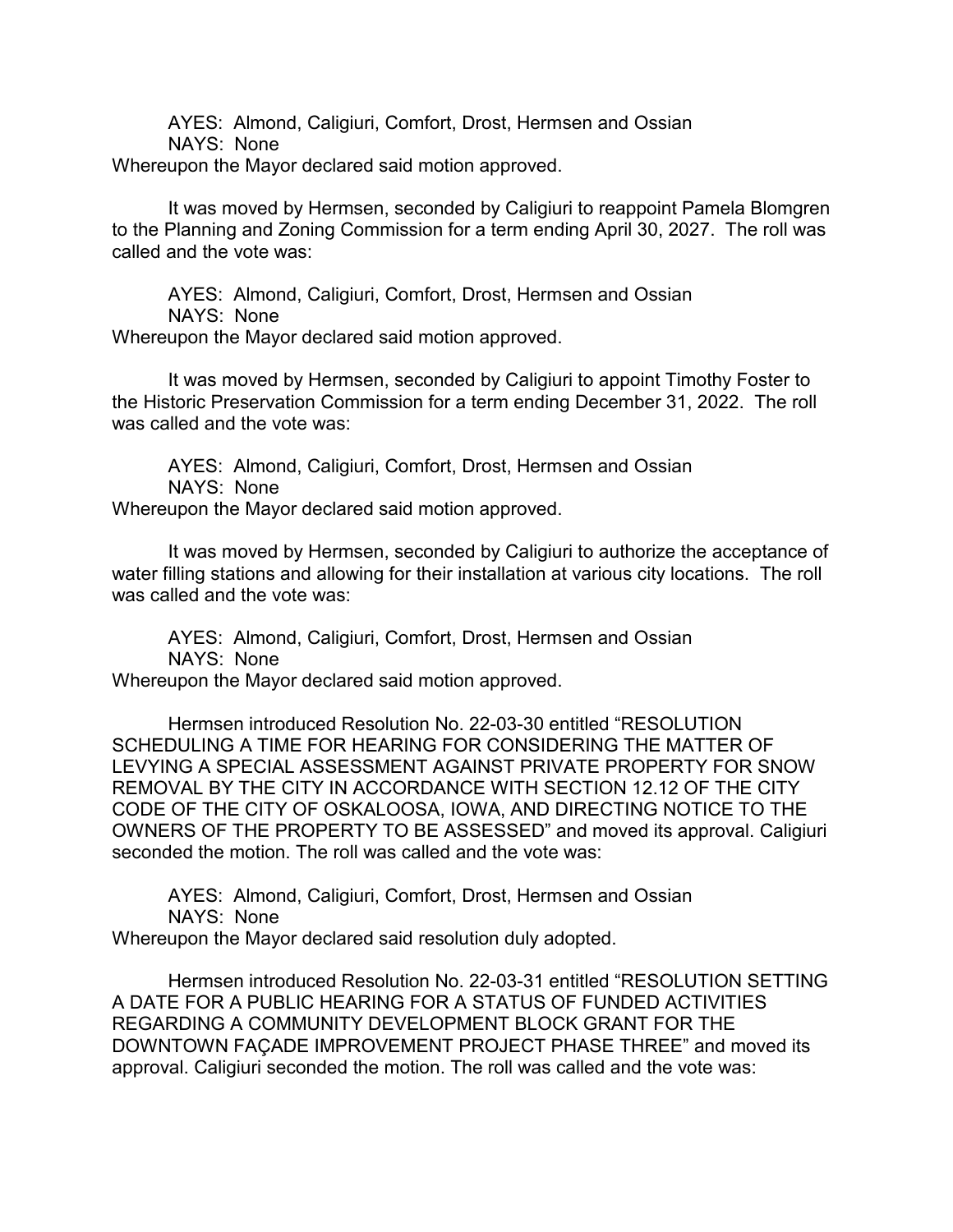AYES: Almond, Caligiuri, Comfort, Drost, Hermsen and Ossian
NAYS: None
Whereupon the Mayor declared said motion approved.

It was moved by Hermsen, seconded by Caligiuri to reappoint Pamela Blomgren to the Planning and Zoning Commission for a term ending April 30, 2027. The roll was called and the vote was:

AYES: Almond, Caligiuri, Comfort, Drost, Hermsen and Ossian
NAYS: None
Whereupon the Mayor declared said motion approved.

It was moved by Hermsen, seconded by Caligiuri to appoint Timothy Foster to the Historic Preservation Commission for a term ending December 31, 2022. The roll was called and the vote was:

AYES: Almond, Caligiuri, Comfort, Drost, Hermsen and Ossian
NAYS: None
Whereupon the Mayor declared said motion approved.

It was moved by Hermsen, seconded by Caligiuri to authorize the acceptance of water filling stations and allowing for their installation at various city locations. The roll was called and the vote was:

AYES: Almond, Caligiuri, Comfort, Drost, Hermsen and Ossian
NAYS: None
Whereupon the Mayor declared said motion approved.

Hermsen introduced Resolution No. 22-03-30 entitled "RESOLUTION SCHEDULING A TIME FOR HEARING FOR CONSIDERING THE MATTER OF LEVYING A SPECIAL ASSESSMENT AGAINST PRIVATE PROPERTY FOR SNOW REMOVAL BY THE CITY IN ACCORDANCE WITH SECTION 12.12 OF THE CITY CODE OF THE CITY OF OSKALOOSA, IOWA, AND DIRECTING NOTICE TO THE OWNERS OF THE PROPERTY TO BE ASSESSED" and moved its approval. Caligiuri seconded the motion. The roll was called and the vote was:

AYES: Almond, Caligiuri, Comfort, Drost, Hermsen and Ossian
NAYS: None
Whereupon the Mayor declared said resolution duly adopted.

Hermsen introduced Resolution No. 22-03-31 entitled "RESOLUTION SETTING A DATE FOR A PUBLIC HEARING FOR A STATUS OF FUNDED ACTIVITIES REGARDING A COMMUNITY DEVELOPMENT BLOCK GRANT FOR THE DOWNTOWN FAÇADE IMPROVEMENT PROJECT PHASE THREE" and moved its approval. Caligiuri seconded the motion. The roll was called and the vote was: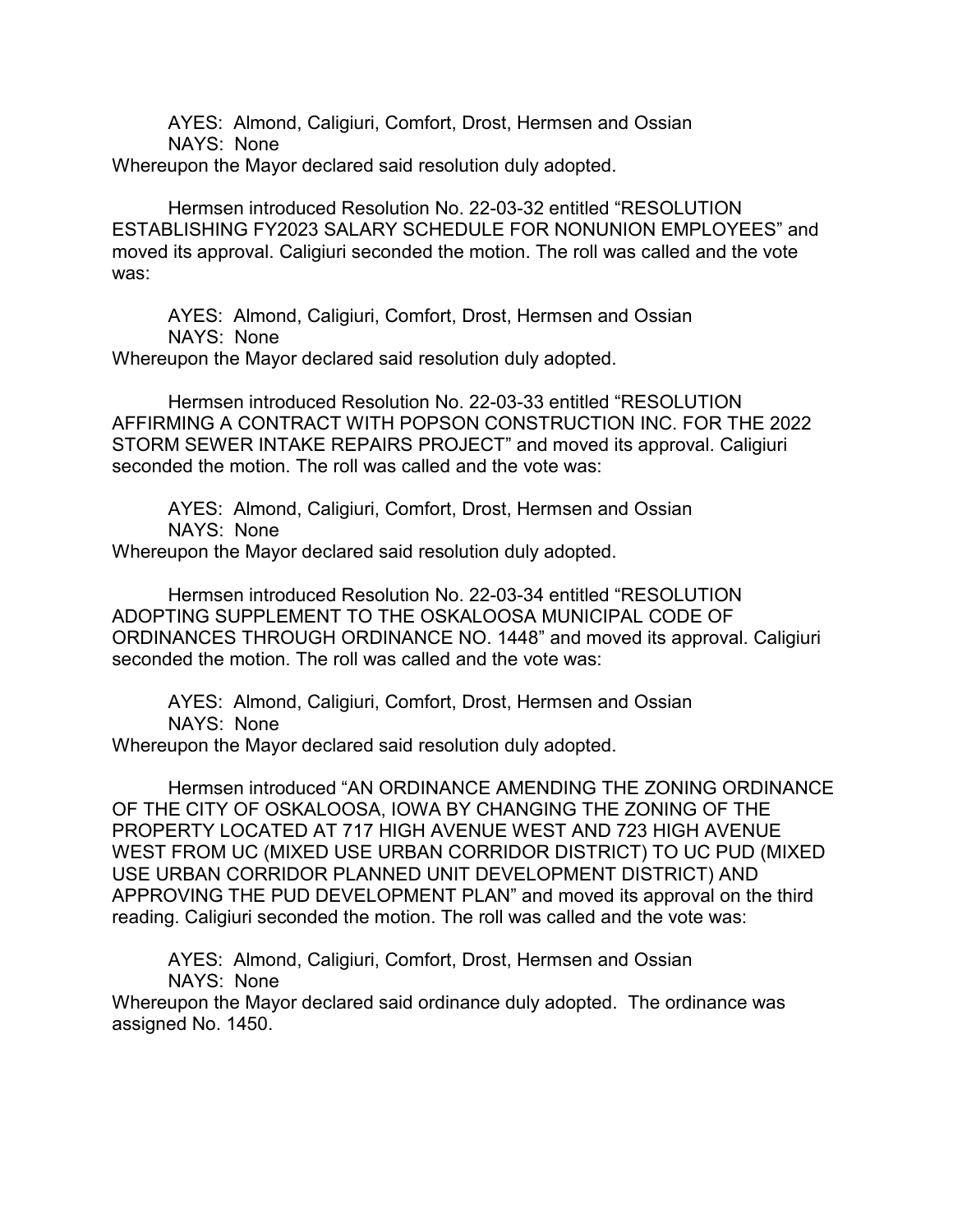AYES: Almond, Caligiuri, Comfort, Drost, Hermsen and Ossian
NAYS: None

Whereupon the Mayor declared said resolution duly adopted.

Hermsen introduced Resolution No. 22-03-32 entitled "RESOLUTION ESTABLISHING FY2023 SALARY SCHEDULE FOR NONUNION EMPLOYEES" and moved its approval. Caligiuri seconded the motion. The roll was called and the vote was:

AYES: Almond, Caligiuri, Comfort, Drost, Hermsen and Ossian
NAYS: None

Whereupon the Mayor declared said resolution duly adopted.

Hermsen introduced Resolution No. 22-03-33 entitled "RESOLUTION AFFIRMING A CONTRACT WITH POPSON CONSTRUCTION INC. FOR THE 2022 STORM SEWER INTAKE REPAIRS PROJECT" and moved its approval. Caligiuri seconded the motion. The roll was called and the vote was:

AYES: Almond, Caligiuri, Comfort, Drost, Hermsen and Ossian
NAYS: None

Whereupon the Mayor declared said resolution duly adopted.

Hermsen introduced Resolution No. 22-03-34 entitled "RESOLUTION ADOPTING SUPPLEMENT TO THE OSKALOOSA MUNICIPAL CODE OF ORDINANCES THROUGH ORDINANCE NO. 1448" and moved its approval. Caligiuri seconded the motion. The roll was called and the vote was:

AYES: Almond, Caligiuri, Comfort, Drost, Hermsen and Ossian
NAYS: None

Whereupon the Mayor declared said resolution duly adopted.

Hermsen introduced "AN ORDINANCE AMENDING THE ZONING ORDINANCE OF THE CITY OF OSKALOOSA, IOWA BY CHANGING THE ZONING OF THE PROPERTY LOCATED AT 717 HIGH AVENUE WEST AND 723 HIGH AVENUE WEST FROM UC (MIXED USE URBAN CORRIDOR DISTRICT) TO UC PUD (MIXED USE URBAN CORRIDOR PLANNED UNIT DEVELOPMENT DISTRICT) AND APPROVING THE PUD DEVELOPMENT PLAN" and moved its approval on the third reading. Caligiuri seconded the motion. The roll was called and the vote was:

AYES: Almond, Caligiuri, Comfort, Drost, Hermsen and Ossian
NAYS: None

Whereupon the Mayor declared said ordinance duly adopted. The ordinance was assigned No. 1450.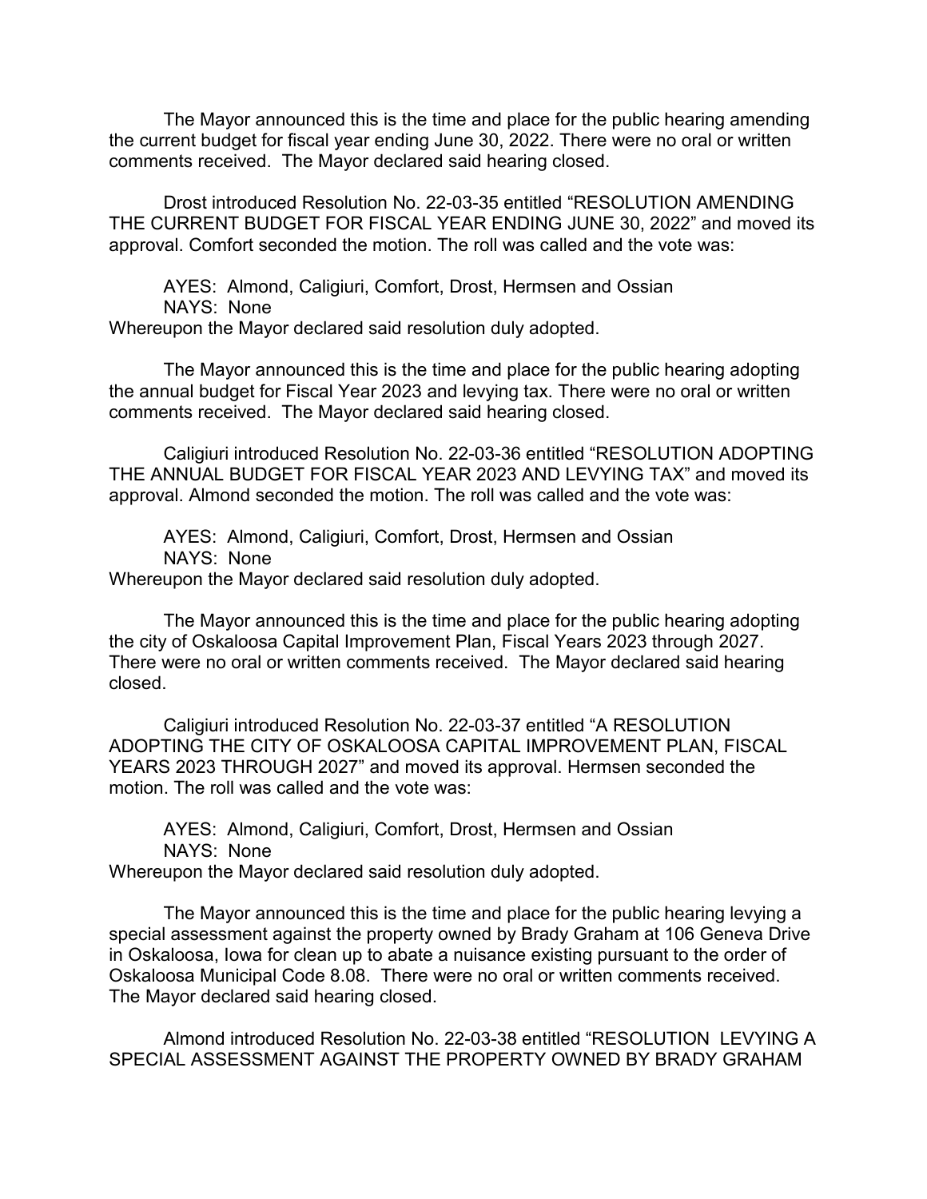The Mayor announced this is the time and place for the public hearing amending the current budget for fiscal year ending June 30, 2022. There were no oral or written comments received. The Mayor declared said hearing closed.

Drost introduced Resolution No. 22-03-35 entitled "RESOLUTION AMENDING THE CURRENT BUDGET FOR FISCAL YEAR ENDING JUNE 30, 2022" and moved its approval. Comfort seconded the motion. The roll was called and the vote was:

AYES: Almond, Caligiuri, Comfort, Drost, Hermsen and Ossian
NAYS: None
Whereupon the Mayor declared said resolution duly adopted.

The Mayor announced this is the time and place for the public hearing adopting the annual budget for Fiscal Year 2023 and levying tax. There were no oral or written comments received. The Mayor declared said hearing closed.

Caligiuri introduced Resolution No. 22-03-36 entitled "RESOLUTION ADOPTING THE ANNUAL BUDGET FOR FISCAL YEAR 2023 AND LEVYING TAX" and moved its approval. Almond seconded the motion. The roll was called and the vote was:

AYES: Almond, Caligiuri, Comfort, Drost, Hermsen and Ossian
NAYS: None
Whereupon the Mayor declared said resolution duly adopted.

The Mayor announced this is the time and place for the public hearing adopting the city of Oskaloosa Capital Improvement Plan, Fiscal Years 2023 through 2027. There were no oral or written comments received. The Mayor declared said hearing closed.

Caligiuri introduced Resolution No. 22-03-37 entitled "A RESOLUTION ADOPTING THE CITY OF OSKALOOSA CAPITAL IMPROVEMENT PLAN, FISCAL YEARS 2023 THROUGH 2027" and moved its approval. Hermsen seconded the motion. The roll was called and the vote was:

AYES: Almond, Caligiuri, Comfort, Drost, Hermsen and Ossian
NAYS: None
Whereupon the Mayor declared said resolution duly adopted.

The Mayor announced this is the time and place for the public hearing levying a special assessment against the property owned by Brady Graham at 106 Geneva Drive in Oskaloosa, Iowa for clean up to abate a nuisance existing pursuant to the order of Oskaloosa Municipal Code 8.08. There were no oral or written comments received. The Mayor declared said hearing closed.

Almond introduced Resolution No. 22-03-38 entitled "RESOLUTION LEVYING A SPECIAL ASSESSMENT AGAINST THE PROPERTY OWNED BY BRADY GRAHAM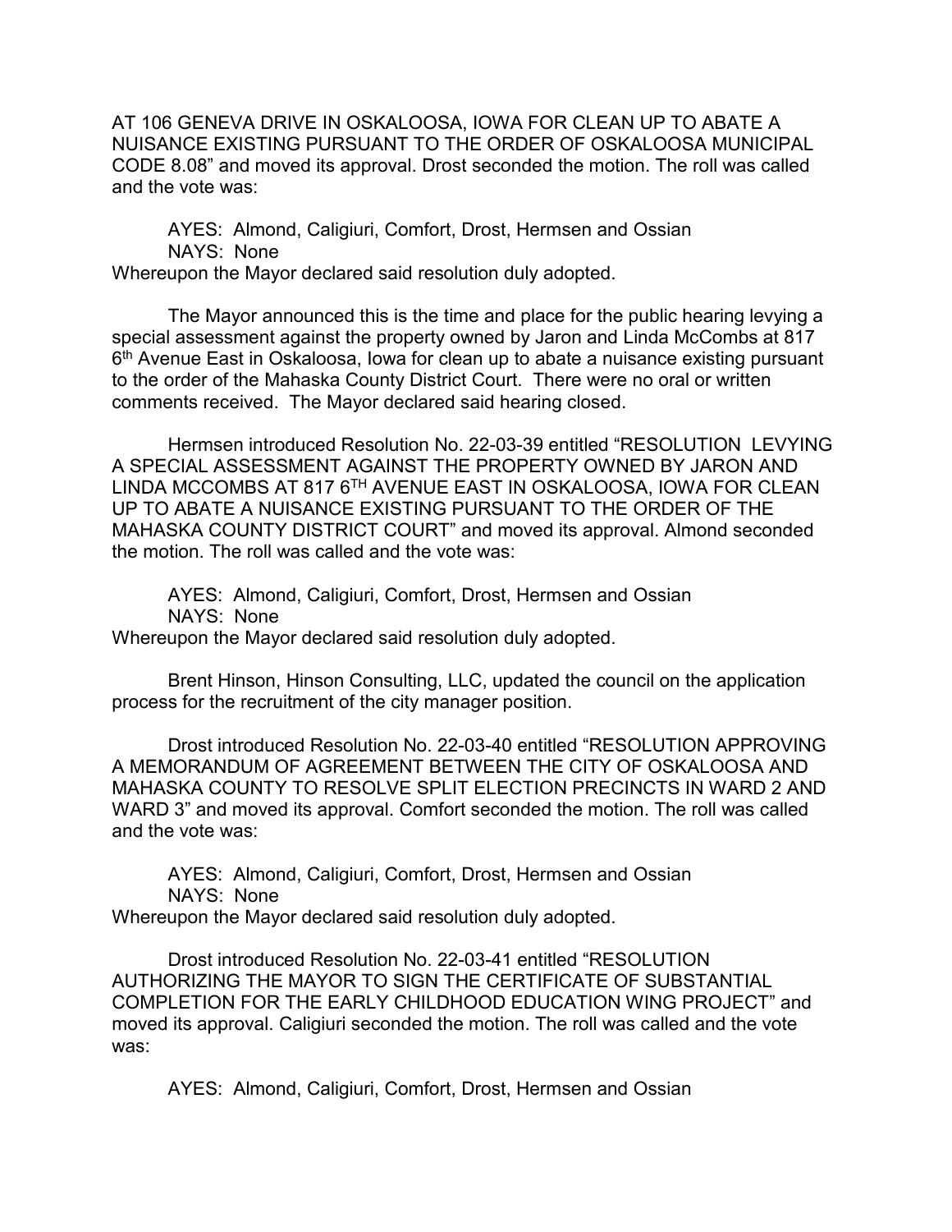AT 106 GENEVA DRIVE IN OSKALOOSA, IOWA FOR CLEAN UP TO ABATE A NUISANCE EXISTING PURSUANT TO THE ORDER OF OSKALOOSA MUNICIPAL CODE 8.08" and moved its approval. Drost seconded the motion. The roll was called and the vote was:

AYES: Almond, Caligiuri, Comfort, Drost, Hermsen and Ossian
NAYS: None
Whereupon the Mayor declared said resolution duly adopted.

The Mayor announced this is the time and place for the public hearing levying a special assessment against the property owned by Jaron and Linda McCombs at 817 6th Avenue East in Oskaloosa, Iowa for clean up to abate a nuisance existing pursuant to the order of the Mahaska County District Court. There were no oral or written comments received. The Mayor declared said hearing closed.

Hermsen introduced Resolution No. 22-03-39 entitled "RESOLUTION LEVYING A SPECIAL ASSESSMENT AGAINST THE PROPERTY OWNED BY JARON AND LINDA MCCOMBS AT 817 6TH AVENUE EAST IN OSKALOOSA, IOWA FOR CLEAN UP TO ABATE A NUISANCE EXISTING PURSUANT TO THE ORDER OF THE MAHASKA COUNTY DISTRICT COURT" and moved its approval. Almond seconded the motion. The roll was called and the vote was:

AYES: Almond, Caligiuri, Comfort, Drost, Hermsen and Ossian
NAYS: None
Whereupon the Mayor declared said resolution duly adopted.

Brent Hinson, Hinson Consulting, LLC, updated the council on the application process for the recruitment of the city manager position.

Drost introduced Resolution No. 22-03-40 entitled "RESOLUTION APPROVING A MEMORANDUM OF AGREEMENT BETWEEN THE CITY OF OSKALOOSA AND MAHASKA COUNTY TO RESOLVE SPLIT ELECTION PRECINCTS IN WARD 2 AND WARD 3" and moved its approval. Comfort seconded the motion. The roll was called and the vote was:

AYES: Almond, Caligiuri, Comfort, Drost, Hermsen and Ossian
NAYS: None
Whereupon the Mayor declared said resolution duly adopted.

Drost introduced Resolution No. 22-03-41 entitled "RESOLUTION AUTHORIZING THE MAYOR TO SIGN THE CERTIFICATE OF SUBSTANTIAL COMPLETION FOR THE EARLY CHILDHOOD EDUCATION WING PROJECT" and moved its approval. Caligiuri seconded the motion. The roll was called and the vote was:

AYES: Almond, Caligiuri, Comfort, Drost, Hermsen and Ossian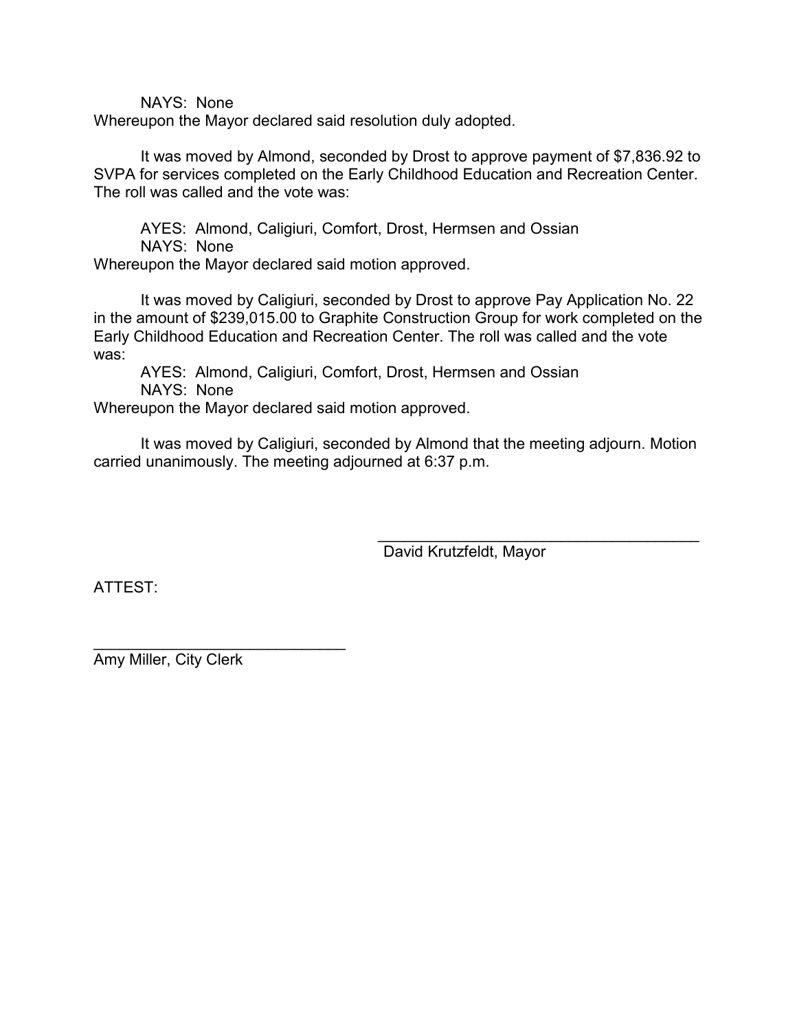NAYS: None

Whereupon the Mayor declared said resolution duly adopted.

It was moved by Almond, seconded by Drost to approve payment of $7,836.92 to SVPA for services completed on the Early Childhood Education and Recreation Center. The roll was called and the vote was:

AYES: Almond, Caligiuri, Comfort, Drost, Hermsen and Ossian

NAYS: None

Whereupon the Mayor declared said motion approved.

It was moved by Caligiuri, seconded by Drost to approve Pay Application No. 22 in the amount of $239,015.00 to Graphite Construction Group for work completed on the Early Childhood Education and Recreation Center. The roll was called and the vote was:

AYES: Almond, Caligiuri, Comfort, Drost, Hermsen and Ossian

NAYS: None

Whereupon the Mayor declared said motion approved.

It was moved by Caligiuri, seconded by Almond that the meeting adjourn. Motion carried unanimously. The meeting adjourned at 6:37 p.m.

\_\_\_\_\_\_\_\_\_\_\_\_\_\_\_\_\_\_\_\_\_\_\_\_\_\_\_\_\_\_\_\_\_\_\_\_\_\_\_

David Krutzfeldt, Mayor

ATTEST:

\_\_\_\_\_\_\_\_\_\_\_\_\_\_\_\_\_\_\_\_\_\_\_\_\_\_\_\_\_\_\_

Amy Miller, City Clerk